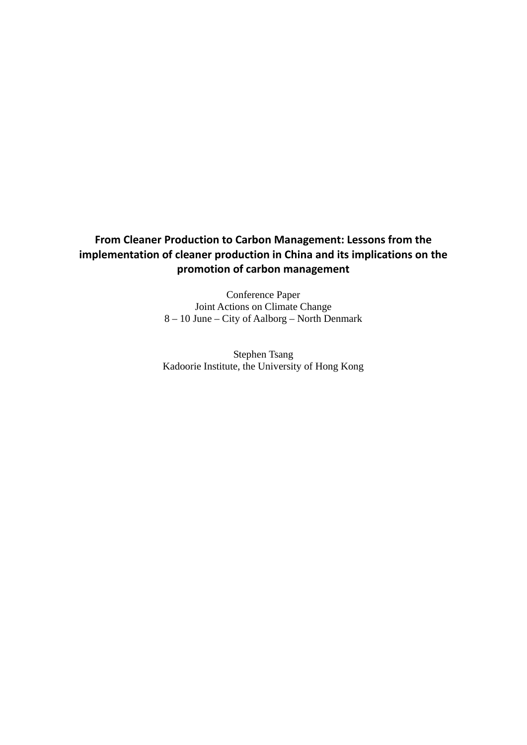# From Cleaner Production to Carbon Management: Lessons from the implementation of cleaner production in China and its implications on the promotion of carbon management

Conference Paper
Joint Actions on Climate Change
8 – 10 June – City of Aalborg – North Denmark

Stephen Tsang
Kadoorie Institute, the University of Hong Kong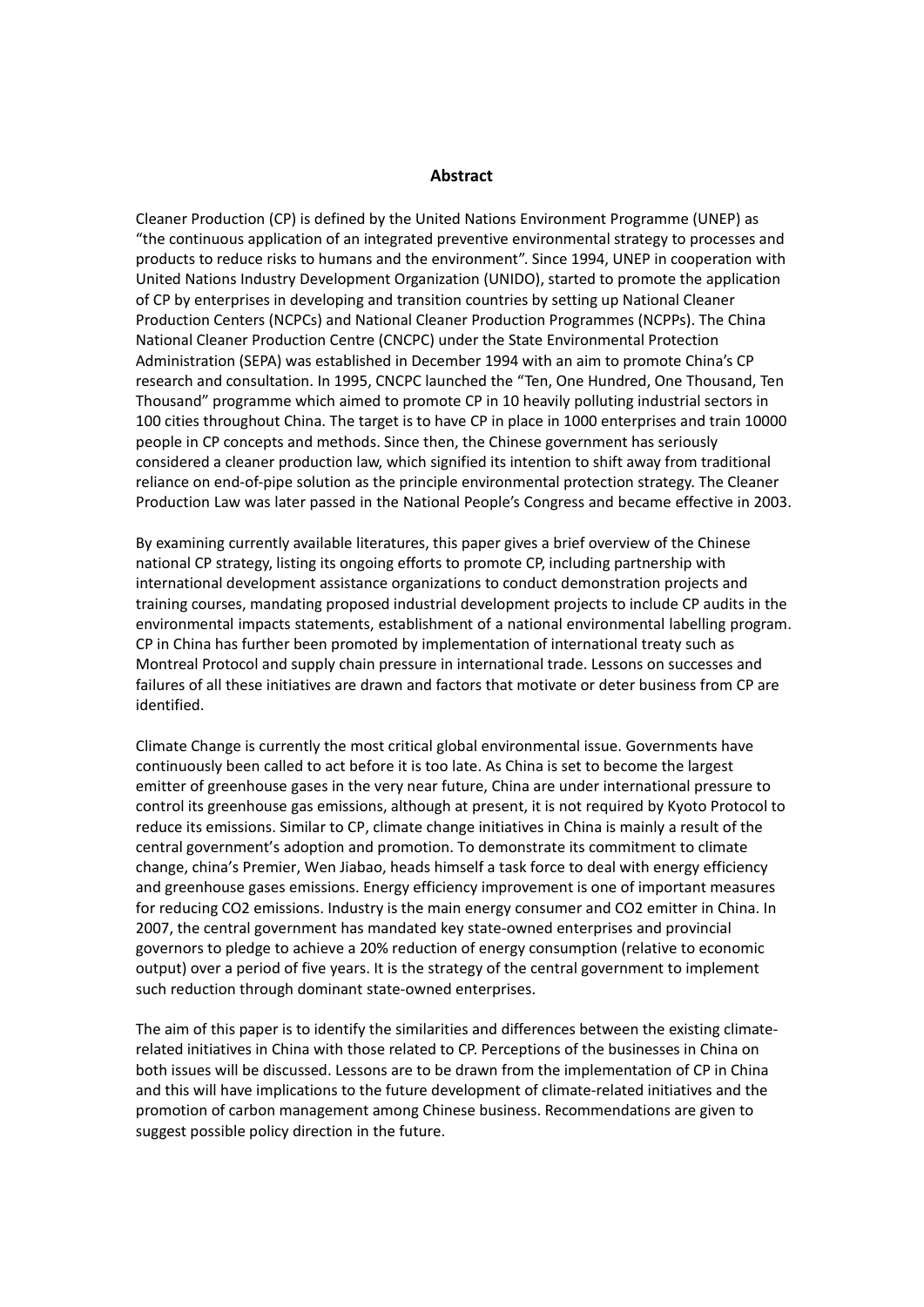## Abstract

Cleaner Production (CP) is defined by the United Nations Environment Programme (UNEP) as "the continuous application of an integrated preventive environmental strategy to processes and products to reduce risks to humans and the environment". Since 1994, UNEP in cooperation with United Nations Industry Development Organization (UNIDO), started to promote the application of CP by enterprises in developing and transition countries by setting up National Cleaner Production Centers (NCPCs) and National Cleaner Production Programmes (NCPPs). The China National Cleaner Production Centre (CNCPC) under the State Environmental Protection Administration (SEPA) was established in December 1994 with an aim to promote China's CP research and consultation. In 1995, CNCPC launched the "Ten, One Hundred, One Thousand, Ten Thousand" programme which aimed to promote CP in 10 heavily polluting industrial sectors in 100 cities throughout China. The target is to have CP in place in 1000 enterprises and train 10000 people in CP concepts and methods. Since then, the Chinese government has seriously considered a cleaner production law, which signified its intention to shift away from traditional reliance on end-of-pipe solution as the principle environmental protection strategy. The Cleaner Production Law was later passed in the National People's Congress and became effective in 2003.

By examining currently available literatures, this paper gives a brief overview of the Chinese national CP strategy, listing its ongoing efforts to promote CP, including partnership with international development assistance organizations to conduct demonstration projects and training courses, mandating proposed industrial development projects to include CP audits in the environmental impacts statements, establishment of a national environmental labelling program. CP in China has further been promoted by implementation of international treaty such as Montreal Protocol and supply chain pressure in international trade. Lessons on successes and failures of all these initiatives are drawn and factors that motivate or deter business from CP are identified.

Climate Change is currently the most critical global environmental issue. Governments have continuously been called to act before it is too late. As China is set to become the largest emitter of greenhouse gases in the very near future, China are under international pressure to control its greenhouse gas emissions, although at present, it is not required by Kyoto Protocol to reduce its emissions. Similar to CP, climate change initiatives in China is mainly a result of the central government's adoption and promotion. To demonstrate its commitment to climate change, china's Premier, Wen Jiabao, heads himself a task force to deal with energy efficiency and greenhouse gases emissions. Energy efficiency improvement is one of important measures for reducing $CO_2$ emissions. Industry is the main energy consumer and $CO_2$ emitter in China. In 2007, the central government has mandated key state-owned enterprises and provincial governors to pledge to achieve a 20% reduction of energy consumption (relative to economic output) over a period of five years. It is the strategy of the central government to implement such reduction through dominant state-owned enterprises.

The aim of this paper is to identify the similarities and differences between the existing climate-related initiatives in China with those related to CP. Perceptions of the businesses in China on both issues will be discussed. Lessons are to be drawn from the implementation of CP in China and this will have implications to the future development of climate-related initiatives and the promotion of carbon management among Chinese business. Recommendations are given to suggest possible policy direction in the future.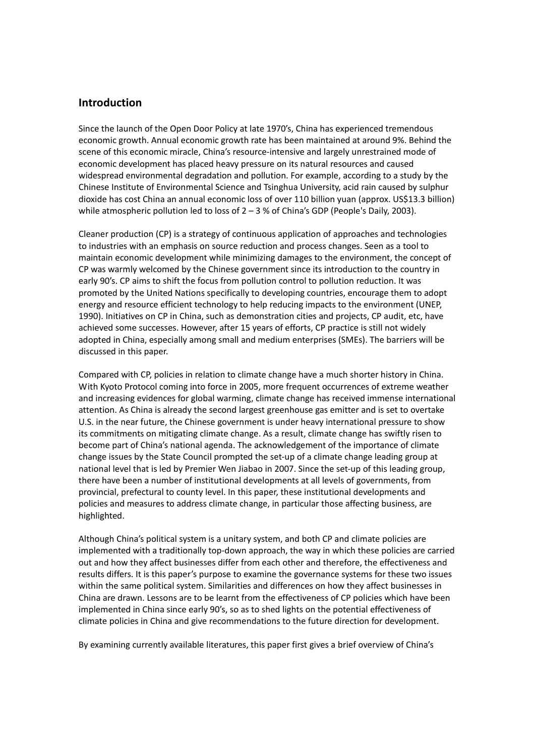## Introduction

Since the launch of the Open Door Policy at late 1970's, China has experienced tremendous economic growth. Annual economic growth rate has been maintained at around 9%. Behind the scene of this economic miracle, China's resource-intensive and largely unrestrained mode of economic development has placed heavy pressure on its natural resources and caused widespread environmental degradation and pollution. For example, according to a study by the Chinese Institute of Environmental Science and Tsinghua University, acid rain caused by sulphur dioxide has cost China an annual economic loss of over 110 billion yuan (approx. US$13.3 billion) while atmospheric pollution led to loss of 2 – 3 % of China's GDP (People's Daily, 2003).

Cleaner production (CP) is a strategy of continuous application of approaches and technologies to industries with an emphasis on source reduction and process changes. Seen as a tool to maintain economic development while minimizing damages to the environment, the concept of CP was warmly welcomed by the Chinese government since its introduction to the country in early 90's. CP aims to shift the focus from pollution control to pollution reduction. It was promoted by the United Nations specifically to developing countries, encourage them to adopt energy and resource efficient technology to help reducing impacts to the environment (UNEP, 1990). Initiatives on CP in China, such as demonstration cities and projects, CP audit, etc, have achieved some successes. However, after 15 years of efforts, CP practice is still not widely adopted in China, especially among small and medium enterprises (SMEs). The barriers will be discussed in this paper.

Compared with CP, policies in relation to climate change have a much shorter history in China. With Kyoto Protocol coming into force in 2005, more frequent occurrences of extreme weather and increasing evidences for global warming, climate change has received immense international attention. As China is already the second largest greenhouse gas emitter and is set to overtake U.S. in the near future, the Chinese government is under heavy international pressure to show its commitments on mitigating climate change. As a result, climate change has swiftly risen to become part of China's national agenda. The acknowledgement of the importance of climate change issues by the State Council prompted the set-up of a climate change leading group at national level that is led by Premier Wen Jiabao in 2007. Since the set-up of this leading group, there have been a number of institutional developments at all levels of governments, from provincial, prefectural to county level. In this paper, these institutional developments and policies and measures to address climate change, in particular those affecting business, are highlighted.

Although China's political system is a unitary system, and both CP and climate policies are implemented with a traditionally top-down approach, the way in which these policies are carried out and how they affect businesses differ from each other and therefore, the effectiveness and results differs. It is this paper's purpose to examine the governance systems for these two issues within the same political system. Similarities and differences on how they affect businesses in China are drawn. Lessons are to be learnt from the effectiveness of CP policies which have been implemented in China since early 90's, so as to shed lights on the potential effectiveness of climate policies in China and give recommendations to the future direction for development.

By examining currently available literatures, this paper first gives a brief overview of China's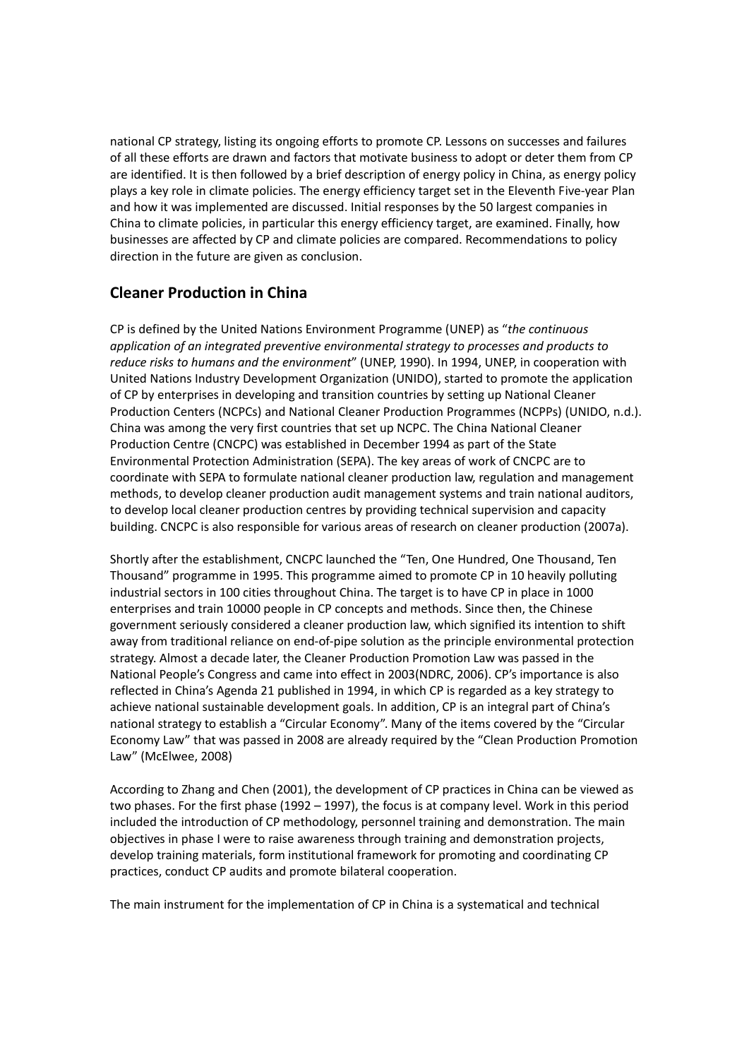national CP strategy, listing its ongoing efforts to promote CP. Lessons on successes and failures of all these efforts are drawn and factors that motivate business to adopt or deter them from CP are identified. It is then followed by a brief description of energy policy in China, as energy policy plays a key role in climate policies. The energy efficiency target set in the Eleventh Five-year Plan and how it was implemented are discussed. Initial responses by the 50 largest companies in China to climate policies, in particular this energy efficiency target, are examined. Finally, how businesses are affected by CP and climate policies are compared. Recommendations to policy direction in the future are given as conclusion.

## Cleaner Production in China

CP is defined by the United Nations Environment Programme (UNEP) as "*the continuous application of an integrated preventive environmental strategy to processes and products to reduce risks to humans and the environment*" (UNEP, 1990). In 1994, UNEP, in cooperation with United Nations Industry Development Organization (UNIDO), started to promote the application of CP by enterprises in developing and transition countries by setting up National Cleaner Production Centers (NCPCs) and National Cleaner Production Programmes (NCPPs) (UNIDO, n.d.). China was among the very first countries that set up NCPC. The China National Cleaner Production Centre (CNCPC) was established in December 1994 as part of the State Environmental Protection Administration (SEPA). The key areas of work of CNCPC are to coordinate with SEPA to formulate national cleaner production law, regulation and management methods, to develop cleaner production audit management systems and train national auditors, to develop local cleaner production centres by providing technical supervision and capacity building. CNCPC is also responsible for various areas of research on cleaner production (2007a).

Shortly after the establishment, CNCPC launched the "Ten, One Hundred, One Thousand, Ten Thousand" programme in 1995. This programme aimed to promote CP in 10 heavily polluting industrial sectors in 100 cities throughout China. The target is to have CP in place in 1000 enterprises and train 10000 people in CP concepts and methods. Since then, the Chinese government seriously considered a cleaner production law, which signified its intention to shift away from traditional reliance on end-of-pipe solution as the principle environmental protection strategy. Almost a decade later, the Cleaner Production Promotion Law was passed in the National People's Congress and came into effect in 2003(NDRC, 2006). CP's importance is also reflected in China's Agenda 21 published in 1994, in which CP is regarded as a key strategy to achieve national sustainable development goals. In addition, CP is an integral part of China's national strategy to establish a "Circular Economy". Many of the items covered by the "Circular Economy Law" that was passed in 2008 are already required by the "Clean Production Promotion Law" (McElwee, 2008)

According to Zhang and Chen (2001), the development of CP practices in China can be viewed as two phases. For the first phase (1992 – 1997), the focus is at company level. Work in this period included the introduction of CP methodology, personnel training and demonstration. The main objectives in phase I were to raise awareness through training and demonstration projects, develop training materials, form institutional framework for promoting and coordinating CP practices, conduct CP audits and promote bilateral cooperation.

The main instrument for the implementation of CP in China is a systematical and technical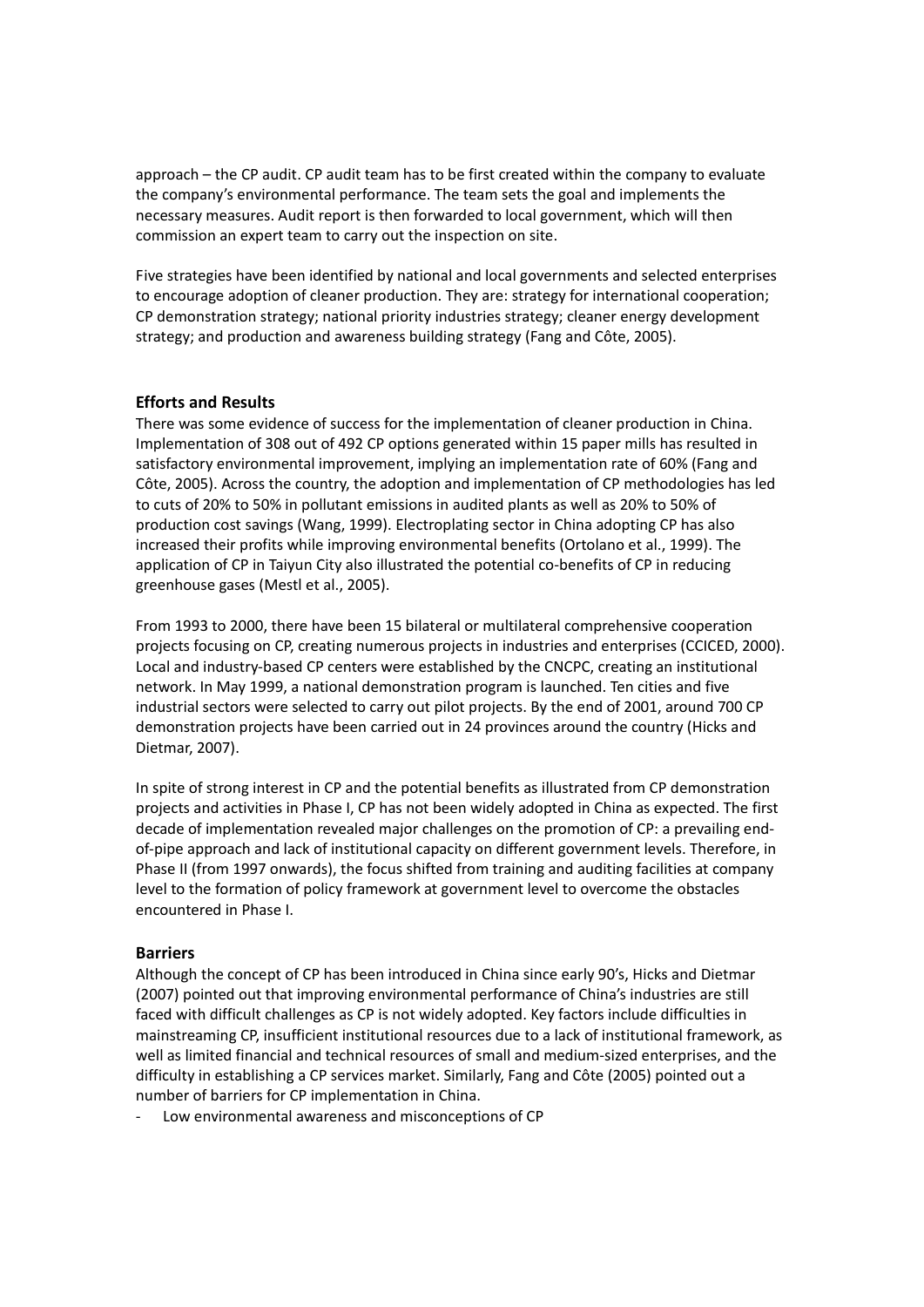approach – the CP audit. CP audit team has to be first created within the company to evaluate the company's environmental performance. The team sets the goal and implements the necessary measures. Audit report is then forwarded to local government, which will then commission an expert team to carry out the inspection on site.

Five strategies have been identified by national and local governments and selected enterprises to encourage adoption of cleaner production. They are: strategy for international cooperation; CP demonstration strategy; national priority industries strategy; cleaner energy development strategy; and production and awareness building strategy (Fang and Côte, 2005).

## Efforts and Results

There was some evidence of success for the implementation of cleaner production in China. Implementation of 308 out of 492 CP options generated within 15 paper mills has resulted in satisfactory environmental improvement, implying an implementation rate of 60% (Fang and Côte, 2005). Across the country, the adoption and implementation of CP methodologies has led to cuts of 20% to 50% in pollutant emissions in audited plants as well as 20% to 50% of production cost savings (Wang, 1999). Electroplating sector in China adopting CP has also increased their profits while improving environmental benefits (Ortolano et al., 1999). The application of CP in Taiyun City also illustrated the potential co-benefits of CP in reducing greenhouse gases (Mestl et al., 2005).

From 1993 to 2000, there have been 15 bilateral or multilateral comprehensive cooperation projects focusing on CP, creating numerous projects in industries and enterprises (CCICED, 2000). Local and industry-based CP centers were established by the CNCPC, creating an institutional network. In May 1999, a national demonstration program is launched. Ten cities and five industrial sectors were selected to carry out pilot projects. By the end of 2001, around 700 CP demonstration projects have been carried out in 24 provinces around the country (Hicks and Dietmar, 2007).

In spite of strong interest in CP and the potential benefits as illustrated from CP demonstration projects and activities in Phase I, CP has not been widely adopted in China as expected. The first decade of implementation revealed major challenges on the promotion of CP: a prevailing end-of-pipe approach and lack of institutional capacity on different government levels. Therefore, in Phase II (from 1997 onwards), the focus shifted from training and auditing facilities at company level to the formation of policy framework at government level to overcome the obstacles encountered in Phase I.

## Barriers

Although the concept of CP has been introduced in China since early 90's, Hicks and Dietmar (2007) pointed out that improving environmental performance of China's industries are still faced with difficult challenges as CP is not widely adopted. Key factors include difficulties in mainstreaming CP, insufficient institutional resources due to a lack of institutional framework, as well as limited financial and technical resources of small and medium-sized enterprises, and the difficulty in establishing a CP services market. Similarly, Fang and Côte (2005) pointed out a number of barriers for CP implementation in China.

- Low environmental awareness and misconceptions of CP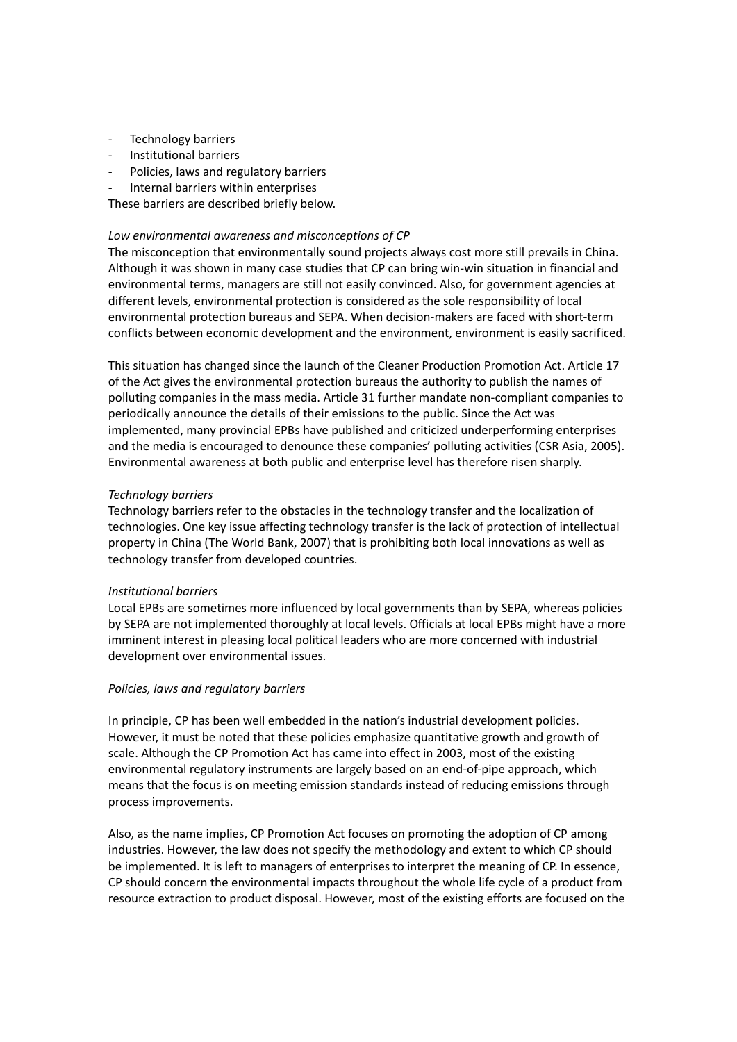- Technology barriers
- Institutional barriers
- Policies, laws and regulatory barriers
- Internal barriers within enterprises

These barriers are described briefly below.

*Low environmental awareness and misconceptions of CP*

The misconception that environmentally sound projects always cost more still prevails in China. Although it was shown in many case studies that CP can bring win-win situation in financial and environmental terms, managers are still not easily convinced. Also, for government agencies at different levels, environmental protection is considered as the sole responsibility of local environmental protection bureaus and SEPA. When decision-makers are faced with short-term conflicts between economic development and the environment, environment is easily sacrificed.

This situation has changed since the launch of the Cleaner Production Promotion Act. Article 17 of the Act gives the environmental protection bureaus the authority to publish the names of polluting companies in the mass media. Article 31 further mandate non-compliant companies to periodically announce the details of their emissions to the public. Since the Act was implemented, many provincial EPBs have published and criticized underperforming enterprises and the media is encouraged to denounce these companies' polluting activities (CSR Asia, 2005). Environmental awareness at both public and enterprise level has therefore risen sharply.

*Technology barriers*

Technology barriers refer to the obstacles in the technology transfer and the localization of technologies. One key issue affecting technology transfer is the lack of protection of intellectual property in China (The World Bank, 2007) that is prohibiting both local innovations as well as technology transfer from developed countries.

*Institutional barriers*

Local EPBs are sometimes more influenced by local governments than by SEPA, whereas policies by SEPA are not implemented thoroughly at local levels. Officials at local EPBs might have a more imminent interest in pleasing local political leaders who are more concerned with industrial development over environmental issues.

*Policies, laws and regulatory barriers*

In principle, CP has been well embedded in the nation's industrial development policies. However, it must be noted that these policies emphasize quantitative growth and growth of scale. Although the CP Promotion Act has came into effect in 2003, most of the existing environmental regulatory instruments are largely based on an end-of-pipe approach, which means that the focus is on meeting emission standards instead of reducing emissions through process improvements.

Also, as the name implies, CP Promotion Act focuses on promoting the adoption of CP among industries. However, the law does not specify the methodology and extent to which CP should be implemented. It is left to managers of enterprises to interpret the meaning of CP. In essence, CP should concern the environmental impacts throughout the whole life cycle of a product from resource extraction to product disposal. However, most of the existing efforts are focused on the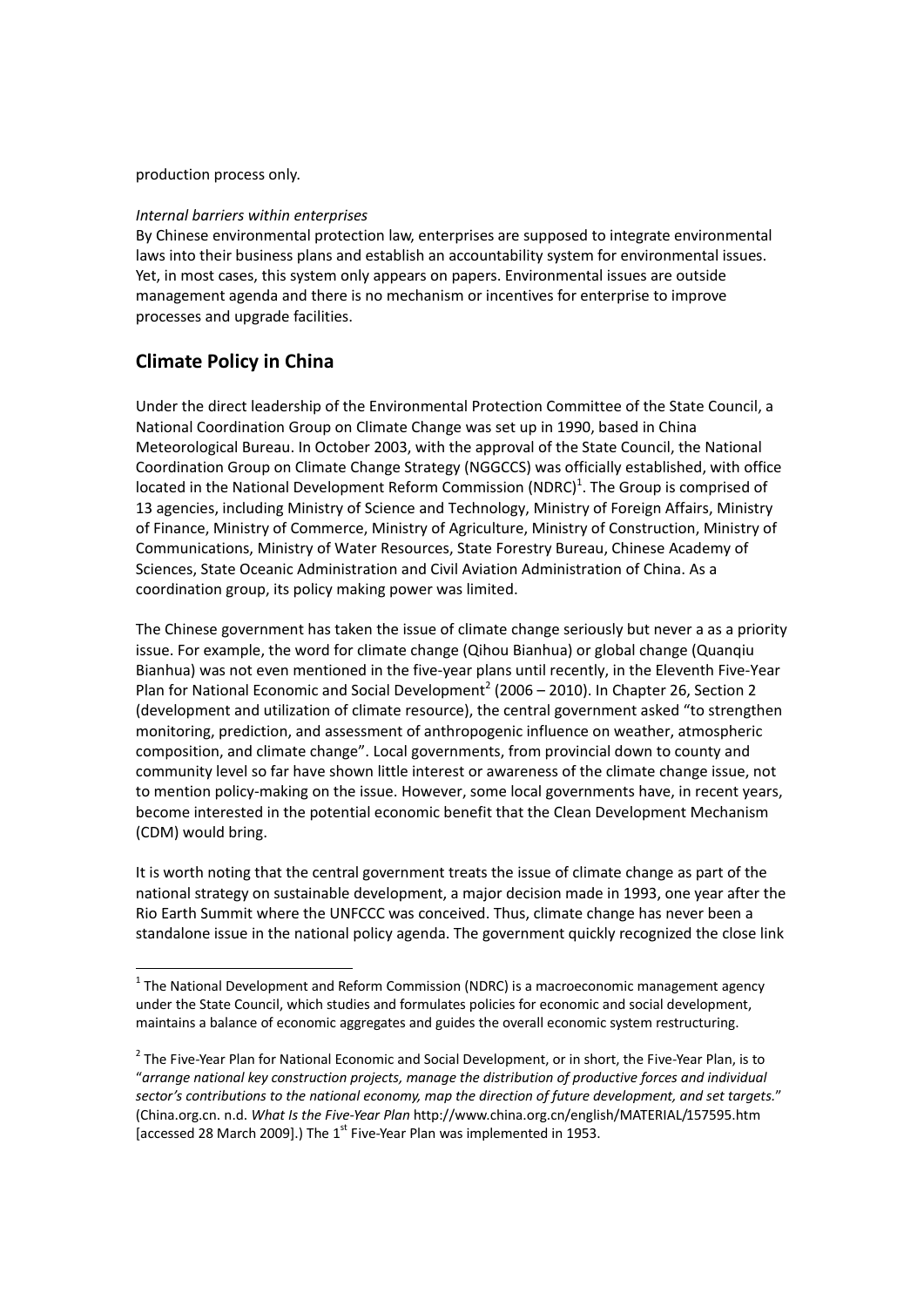production process only.

*Internal barriers within enterprises*

By Chinese environmental protection law, enterprises are supposed to integrate environmental laws into their business plans and establish an accountability system for environmental issues. Yet, in most cases, this system only appears on papers. Environmental issues are outside management agenda and there is no mechanism or incentives for enterprise to improve processes and upgrade facilities.

## Climate Policy in China

Under the direct leadership of the Environmental Protection Committee of the State Council, a National Coordination Group on Climate Change was set up in 1990, based in China Meteorological Bureau. In October 2003, with the approval of the State Council, the National Coordination Group on Climate Change Strategy (NGGCCS) was officially established, with office located in the National Development Reform Commission (NDRC)[1]. The Group is comprised of 13 agencies, including Ministry of Science and Technology, Ministry of Foreign Affairs, Ministry of Finance, Ministry of Commerce, Ministry of Agriculture, Ministry of Construction, Ministry of Communications, Ministry of Water Resources, State Forestry Bureau, Chinese Academy of Sciences, State Oceanic Administration and Civil Aviation Administration of China. As a coordination group, its policy making power was limited.

The Chinese government has taken the issue of climate change seriously but never a as a priority issue. For example, the word for climate change (Qihou Bianhua) or global change (Quanqiu Bianhua) was not even mentioned in the five-year plans until recently, in the Eleventh Five-Year Plan for National Economic and Social Development[2] (2006 – 2010). In Chapter 26, Section 2 (development and utilization of climate resource), the central government asked "to strengthen monitoring, prediction, and assessment of anthropogenic influence on weather, atmospheric composition, and climate change". Local governments, from provincial down to county and community level so far have shown little interest or awareness of the climate change issue, not to mention policy-making on the issue. However, some local governments have, in recent years, become interested in the potential economic benefit that the Clean Development Mechanism (CDM) would bring.

It is worth noting that the central government treats the issue of climate change as part of the national strategy on sustainable development, a major decision made in 1993, one year after the Rio Earth Summit where the UNFCCC was conceived. Thus, climate change has never been a standalone issue in the national policy agenda. The government quickly recognized the close link

---

[1] The National Development and Reform Commission (NDRC) is a macroeconomic management agency under the State Council, which studies and formulates policies for economic and social development, maintains a balance of economic aggregates and guides the overall economic system restructuring.

[2] The Five-Year Plan for National Economic and Social Development, or in short, the Five-Year Plan, is to "*arrange national key construction projects, manage the distribution of productive forces and individual sector's contributions to the national economy, map the direction of future development, and set targets.*" (China.org.cn. n.d. *What Is the Five-Year Plan* http://www.china.org.cn/english/MATERIAL/157595.htm [accessed 28 March 2009].) The 1st Five-Year Plan was implemented in 1953.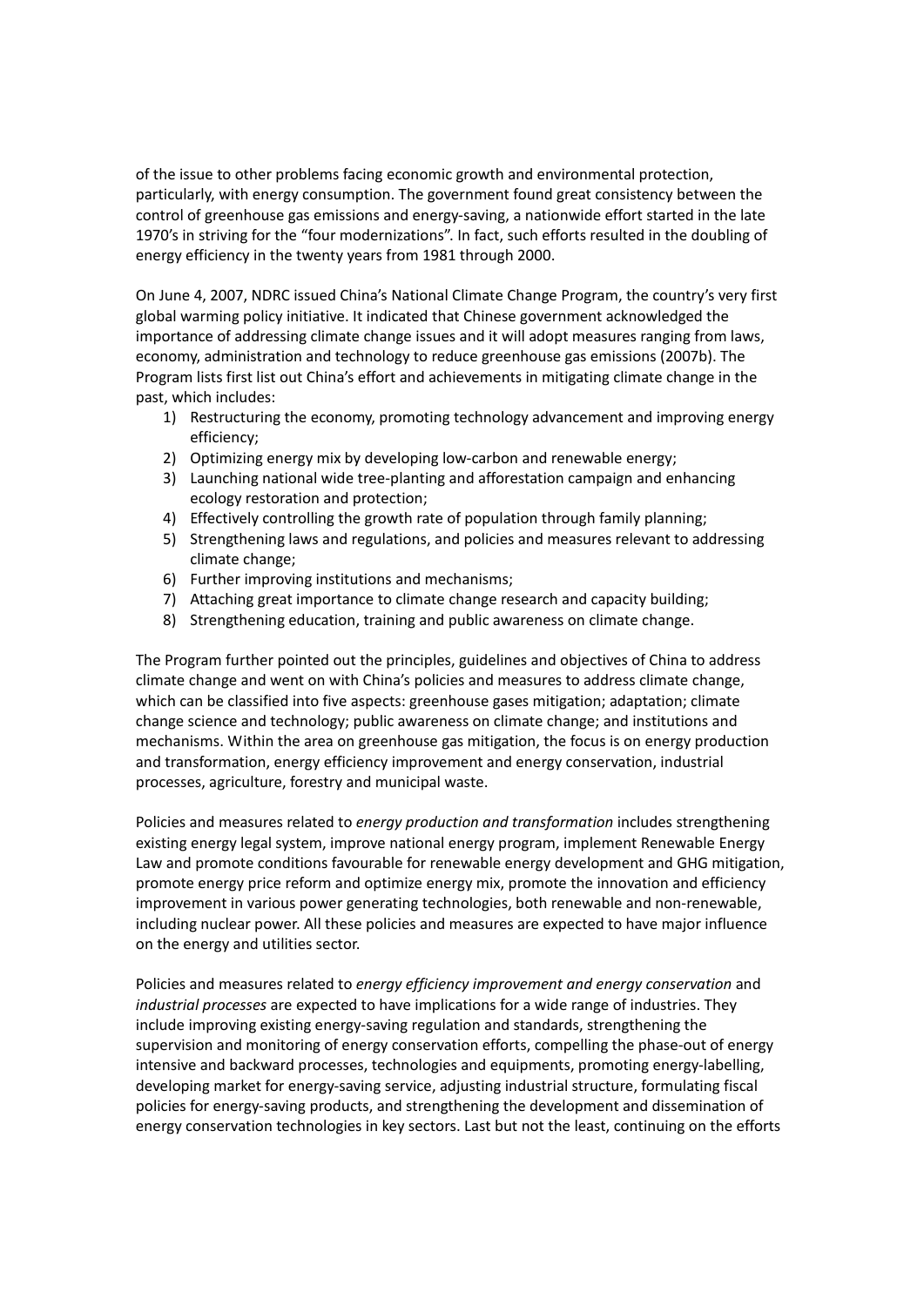of the issue to other problems facing economic growth and environmental protection, particularly, with energy consumption. The government found great consistency between the control of greenhouse gas emissions and energy-saving, a nationwide effort started in the late 1970's in striving for the "four modernizations". In fact, such efforts resulted in the doubling of energy efficiency in the twenty years from 1981 through 2000.

On June 4, 2007, NDRC issued China's National Climate Change Program, the country's very first global warming policy initiative. It indicated that Chinese government acknowledged the importance of addressing climate change issues and it will adopt measures ranging from laws, economy, administration and technology to reduce greenhouse gas emissions (2007b). The Program lists first list out China's effort and achievements in mitigating climate change in the past, which includes:

1) Restructuring the economy, promoting technology advancement and improving energy efficiency;
2) Optimizing energy mix by developing low-carbon and renewable energy;
3) Launching national wide tree-planting and afforestation campaign and enhancing ecology restoration and protection;
4) Effectively controlling the growth rate of population through family planning;
5) Strengthening laws and regulations, and policies and measures relevant to addressing climate change;
6) Further improving institutions and mechanisms;
7) Attaching great importance to climate change research and capacity building;
8) Strengthening education, training and public awareness on climate change.

The Program further pointed out the principles, guidelines and objectives of China to address climate change and went on with China's policies and measures to address climate change, which can be classified into five aspects: greenhouse gases mitigation; adaptation; climate change science and technology; public awareness on climate change; and institutions and mechanisms. Within the area on greenhouse gas mitigation, the focus is on energy production and transformation, energy efficiency improvement and energy conservation, industrial processes, agriculture, forestry and municipal waste.

Policies and measures related to *energy production and transformation* includes strengthening existing energy legal system, improve national energy program, implement Renewable Energy Law and promote conditions favourable for renewable energy development and GHG mitigation, promote energy price reform and optimize energy mix, promote the innovation and efficiency improvement in various power generating technologies, both renewable and non-renewable, including nuclear power. All these policies and measures are expected to have major influence on the energy and utilities sector.

Policies and measures related to *energy efficiency improvement and energy conservation* and *industrial processes* are expected to have implications for a wide range of industries. They include improving existing energy-saving regulation and standards, strengthening the supervision and monitoring of energy conservation efforts, compelling the phase-out of energy intensive and backward processes, technologies and equipments, promoting energy-labelling, developing market for energy-saving service, adjusting industrial structure, formulating fiscal policies for energy-saving products, and strengthening the development and dissemination of energy conservation technologies in key sectors. Last but not the least, continuing on the efforts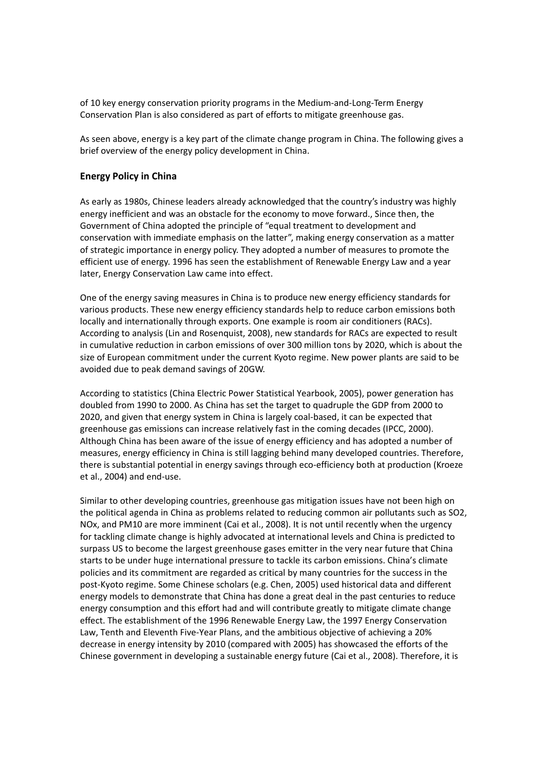of 10 key energy conservation priority programs in the Medium-and-Long-Term Energy Conservation Plan is also considered as part of efforts to mitigate greenhouse gas.

As seen above, energy is a key part of the climate change program in China. The following gives a brief overview of the energy policy development in China.

### Energy Policy in China

As early as 1980s, Chinese leaders already acknowledged that the country's industry was highly energy inefficient and was an obstacle for the economy to move forward., Since then, the Government of China adopted the principle of "equal treatment to development and conservation with immediate emphasis on the latter", making energy conservation as a matter of strategic importance in energy policy. They adopted a number of measures to promote the efficient use of energy. 1996 has seen the establishment of Renewable Energy Law and a year later, Energy Conservation Law came into effect.

One of the energy saving measures in China is to produce new energy efficiency standards for various products. These new energy efficiency standards help to reduce carbon emissions both locally and internationally through exports. One example is room air conditioners (RACs). According to analysis (Lin and Rosenquist, 2008), new standards for RACs are expected to result in cumulative reduction in carbon emissions of over 300 million tons by 2020, which is about the size of European commitment under the current Kyoto regime. New power plants are said to be avoided due to peak demand savings of 20GW.

According to statistics (China Electric Power Statistical Yearbook, 2005), power generation has doubled from 1990 to 2000. As China has set the target to quadruple the GDP from 2000 to 2020, and given that energy system in China is largely coal-based, it can be expected that greenhouse gas emissions can increase relatively fast in the coming decades (IPCC, 2000). Although China has been aware of the issue of energy efficiency and has adopted a number of measures, energy efficiency in China is still lagging behind many developed countries. Therefore, there is substantial potential in energy savings through eco-efficiency both at production (Kroeze et al., 2004) and end-use.

Similar to other developing countries, greenhouse gas mitigation issues have not been high on the political agenda in China as problems related to reducing common air pollutants such as $SO_2$, $NO_x$, and $PM_{10}$ are more imminent (Cai et al., 2008). It is not until recently when the urgency for tackling climate change is highly advocated at international levels and China is predicted to surpass US to become the largest greenhouse gases emitter in the very near future that China starts to be under huge international pressure to tackle its carbon emissions. China's climate policies and its commitment are regarded as critical by many countries for the success in the post-Kyoto regime. Some Chinese scholars (e.g. Chen, 2005) used historical data and different energy models to demonstrate that China has done a great deal in the past centuries to reduce energy consumption and this effort had and will contribute greatly to mitigate climate change effect. The establishment of the 1996 Renewable Energy Law, the 1997 Energy Conservation Law, Tenth and Eleventh Five-Year Plans, and the ambitious objective of achieving a 20% decrease in energy intensity by 2010 (compared with 2005) has showcased the efforts of the Chinese government in developing a sustainable energy future (Cai et al., 2008). Therefore, it is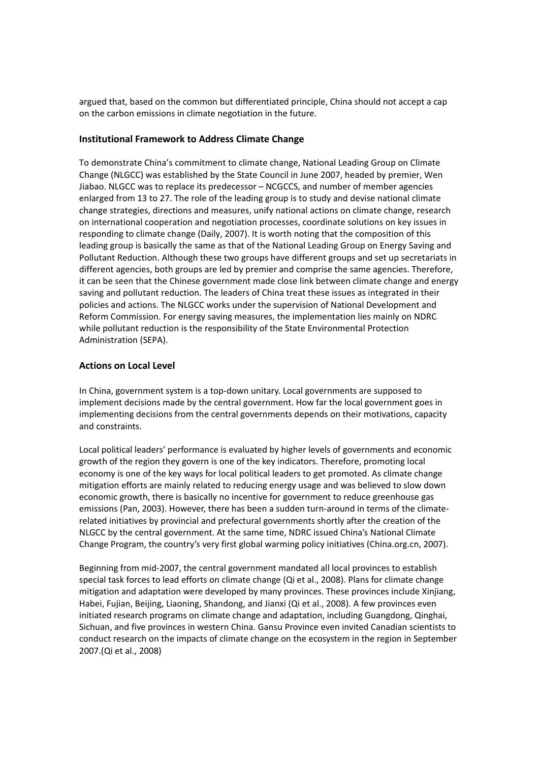argued that, based on the common but differentiated principle, China should not accept a cap on the carbon emissions in climate negotiation in the future.

### Institutional Framework to Address Climate Change

To demonstrate China's commitment to climate change, National Leading Group on Climate Change (NLGCC) was established by the State Council in June 2007, headed by premier, Wen Jiabao. NLGCC was to replace its predecessor – NCGCCS, and number of member agencies enlarged from 13 to 27. The role of the leading group is to study and devise national climate change strategies, directions and measures, unify national actions on climate change, research on international cooperation and negotiation processes, coordinate solutions on key issues in responding to climate change (Daily, 2007). It is worth noting that the composition of this leading group is basically the same as that of the National Leading Group on Energy Saving and Pollutant Reduction. Although these two groups have different groups and set up secretariats in different agencies, both groups are led by premier and comprise the same agencies. Therefore, it can be seen that the Chinese government made close link between climate change and energy saving and pollutant reduction. The leaders of China treat these issues as integrated in their policies and actions. The NLGCC works under the supervision of National Development and Reform Commission. For energy saving measures, the implementation lies mainly on NDRC while pollutant reduction is the responsibility of the State Environmental Protection Administration (SEPA).

### Actions on Local Level

In China, government system is a top-down unitary. Local governments are supposed to implement decisions made by the central government. How far the local government goes in implementing decisions from the central governments depends on their motivations, capacity and constraints.

Local political leaders' performance is evaluated by higher levels of governments and economic growth of the region they govern is one of the key indicators. Therefore, promoting local economy is one of the key ways for local political leaders to get promoted. As climate change mitigation efforts are mainly related to reducing energy usage and was believed to slow down economic growth, there is basically no incentive for government to reduce greenhouse gas emissions (Pan, 2003). However, there has been a sudden turn-around in terms of the climate-related initiatives by provincial and prefectural governments shortly after the creation of the NLGCC by the central government. At the same time, NDRC issued China's National Climate Change Program, the country's very first global warming policy initiatives (China.org.cn, 2007).

Beginning from mid-2007, the central government mandated all local provinces to establish special task forces to lead efforts on climate change (Qi et al., 2008). Plans for climate change mitigation and adaptation were developed by many provinces. These provinces include Xinjiang, Habei, Fujian, Beijing, Liaoning, Shandong, and Jianxi (Qi et al., 2008). A few provinces even initiated research programs on climate change and adaptation, including Guangdong, Qinghai, Sichuan, and five provinces in western China. Gansu Province even invited Canadian scientists to conduct research on the impacts of climate change on the ecosystem in the region in September 2007.(Qi et al., 2008)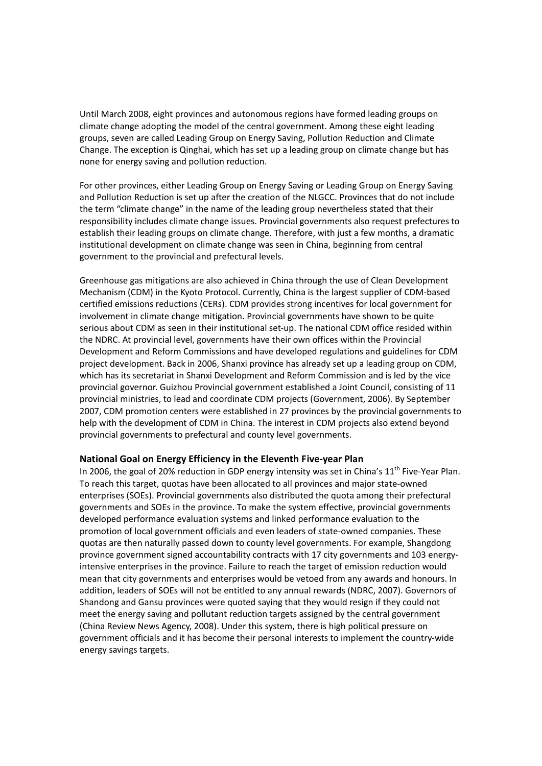Until March 2008, eight provinces and autonomous regions have formed leading groups on climate change adopting the model of the central government. Among these eight leading groups, seven are called Leading Group on Energy Saving, Pollution Reduction and Climate Change. The exception is Qinghai, which has set up a leading group on climate change but has none for energy saving and pollution reduction.

For other provinces, either Leading Group on Energy Saving or Leading Group on Energy Saving and Pollution Reduction is set up after the creation of the NLGCC. Provinces that do not include the term "climate change" in the name of the leading group nevertheless stated that their responsibility includes climate change issues. Provincial governments also request prefectures to establish their leading groups on climate change. Therefore, with just a few months, a dramatic institutional development on climate change was seen in China, beginning from central government to the provincial and prefectural levels.

Greenhouse gas mitigations are also achieved in China through the use of Clean Development Mechanism (CDM) in the Kyoto Protocol. Currently, China is the largest supplier of CDM-based certified emissions reductions (CERs). CDM provides strong incentives for local government for involvement in climate change mitigation. Provincial governments have shown to be quite serious about CDM as seen in their institutional set-up. The national CDM office resided within the NDRC. At provincial level, governments have their own offices within the Provincial Development and Reform Commissions and have developed regulations and guidelines for CDM project development. Back in 2006, Shanxi province has already set up a leading group on CDM, which has its secretariat in Shanxi Development and Reform Commission and is led by the vice provincial governor. Guizhou Provincial government established a Joint Council, consisting of 11 provincial ministries, to lead and coordinate CDM projects (Government, 2006). By September 2007, CDM promotion centers were established in 27 provinces by the provincial governments to help with the development of CDM in China. The interest in CDM projects also extend beyond provincial governments to prefectural and county level governments.

### National Goal on Energy Efficiency in the Eleventh Five-year Plan

In 2006, the goal of 20% reduction in GDP energy intensity was set in China's 11th Five-Year Plan. To reach this target, quotas have been allocated to all provinces and major state-owned enterprises (SOEs). Provincial governments also distributed the quota among their prefectural governments and SOEs in the province. To make the system effective, provincial governments developed performance evaluation systems and linked performance evaluation to the promotion of local government officials and even leaders of state-owned companies. These quotas are then naturally passed down to county level governments. For example, Shangdong province government signed accountability contracts with 17 city governments and 103 energy-intensive enterprises in the province. Failure to reach the target of emission reduction would mean that city governments and enterprises would be vetoed from any awards and honours. In addition, leaders of SOEs will not be entitled to any annual rewards (NDRC, 2007). Governors of Shandong and Gansu provinces were quoted saying that they would resign if they could not meet the energy saving and pollutant reduction targets assigned by the central government (China Review News Agency, 2008). Under this system, there is high political pressure on government officials and it has become their personal interests to implement the country-wide energy savings targets.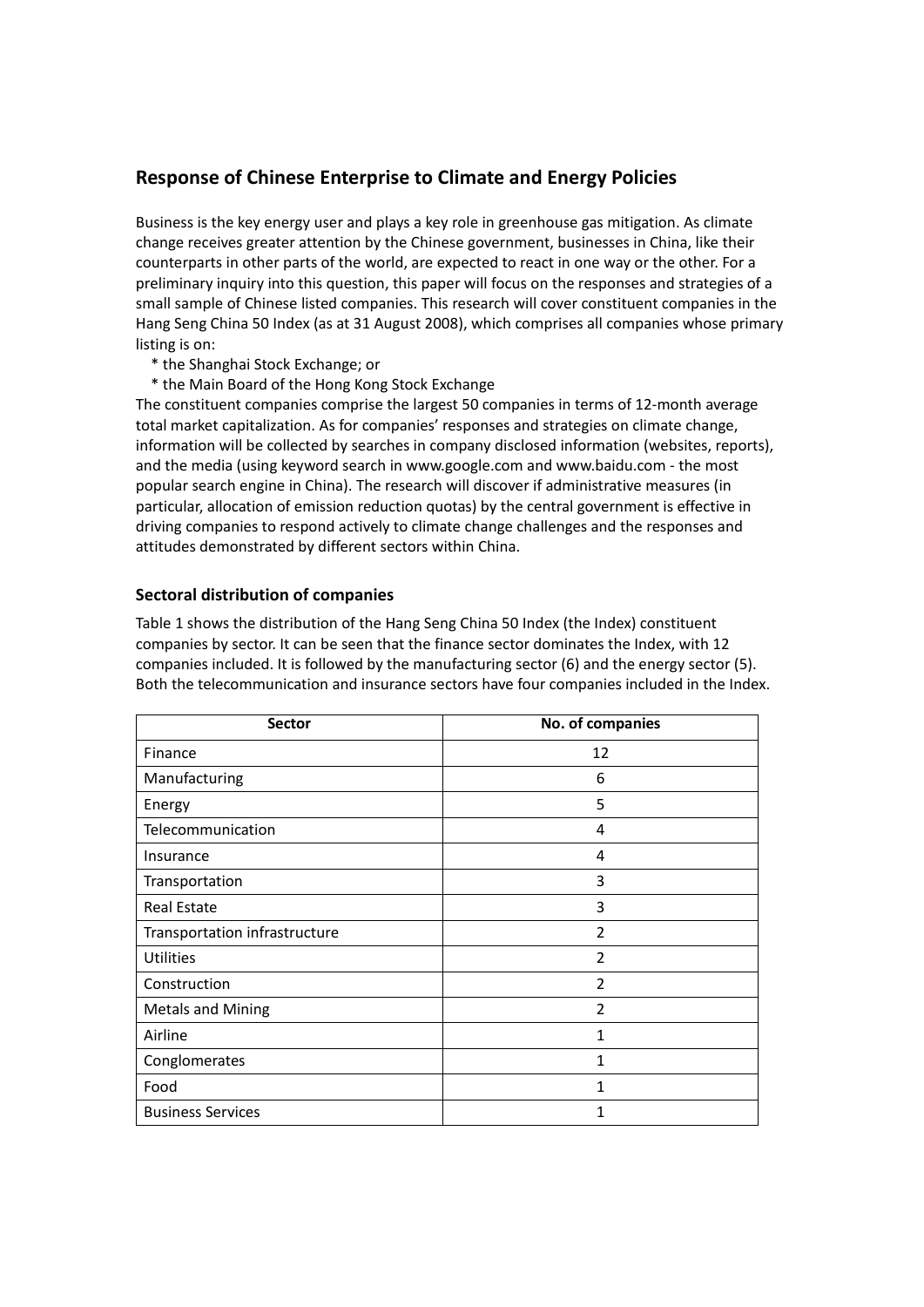## Response of Chinese Enterprise to Climate and Energy Policies

Business is the key energy user and plays a key role in greenhouse gas mitigation. As climate change receives greater attention by the Chinese government, businesses in China, like their counterparts in other parts of the world, are expected to react in one way or the other. For a preliminary inquiry into this question, this paper will focus on the responses and strategies of a small sample of Chinese listed companies. This research will cover constituent companies in the Hang Seng China 50 Index (as at 31 August 2008), which comprises all companies whose primary listing is on:

* the Shanghai Stock Exchange; or
* the Main Board of the Hong Kong Stock Exchange

The constituent companies comprise the largest 50 companies in terms of 12-month average total market capitalization. As for companies' responses and strategies on climate change, information will be collected by searches in company disclosed information (websites, reports), and the media (using keyword search in www.google.com and www.baidu.com - the most popular search engine in China). The research will discover if administrative measures (in particular, allocation of emission reduction quotas) by the central government is effective in driving companies to respond actively to climate change challenges and the responses and attitudes demonstrated by different sectors within China.

### Sectoral distribution of companies

Table 1 shows the distribution of the Hang Seng China 50 Index (the Index) constituent companies by sector. It can be seen that the finance sector dominates the Index, with 12 companies included. It is followed by the manufacturing sector (6) and the energy sector (5). Both the telecommunication and insurance sectors have four companies included in the Index.

| Sector | No. of companies |
|---|---|
| Finance | 12 |
| Manufacturing | 6 |
| Energy | 5 |
| Telecommunication | 4 |
| Insurance | 4 |
| Transportation | 3 |
| Real Estate | 3 |
| Transportation infrastructure | 2 |
| Utilities | 2 |
| Construction | 2 |
| Metals and Mining | 2 |
| Airline | 1 |
| Conglomerates | 1 |
| Food | 1 |
| Business Services | 1 |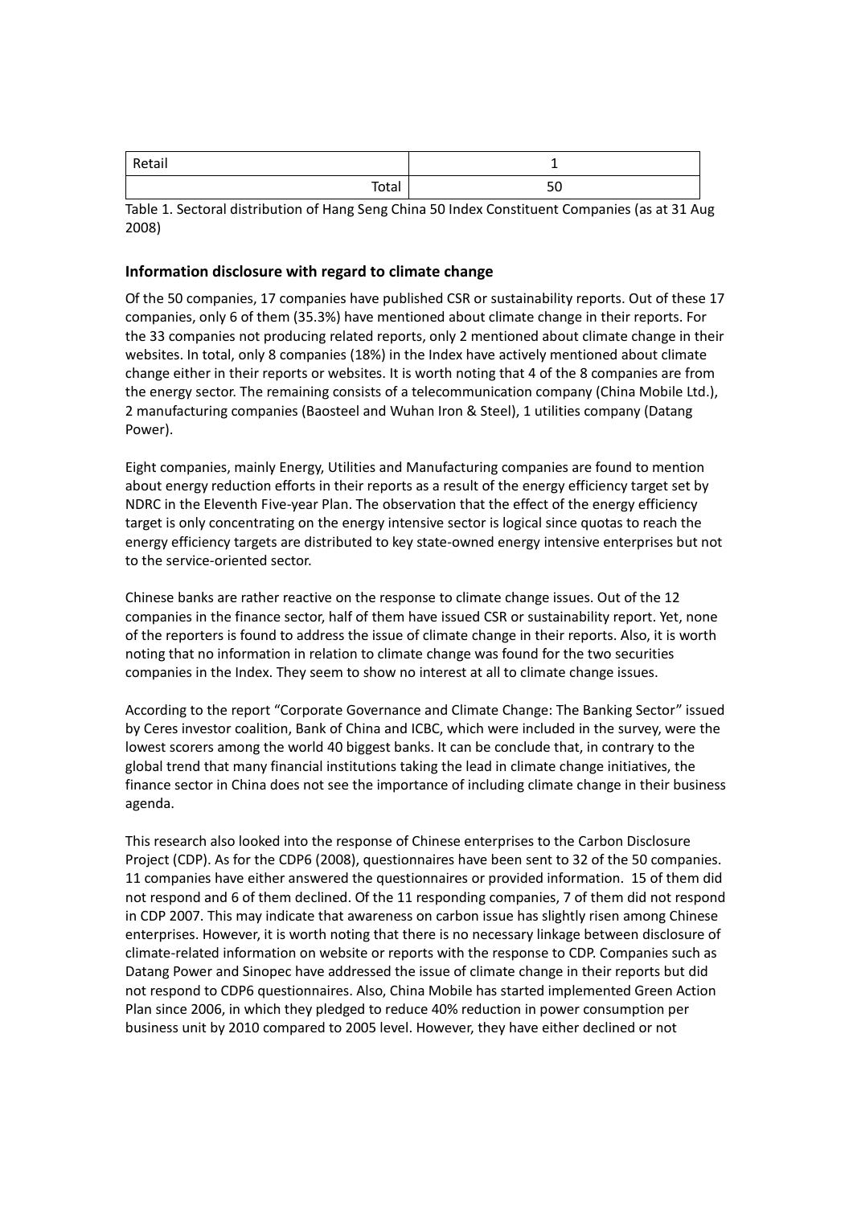| Retail | 1 |
|---|---|
| Total | 50 |

Table 1. Sectoral distribution of Hang Seng China 50 Index Constituent Companies (as at 31 Aug 2008)

### Information disclosure with regard to climate change

Of the 50 companies, 17 companies have published CSR or sustainability reports. Out of these 17 companies, only 6 of them (35.3%) have mentioned about climate change in their reports. For the 33 companies not producing related reports, only 2 mentioned about climate change in their websites. In total, only 8 companies (18%) in the Index have actively mentioned about climate change either in their reports or websites. It is worth noting that 4 of the 8 companies are from the energy sector. The remaining consists of a telecommunication company (China Mobile Ltd.), 2 manufacturing companies (Baosteel and Wuhan Iron & Steel), 1 utilities company (Datang Power).

Eight companies, mainly Energy, Utilities and Manufacturing companies are found to mention about energy reduction efforts in their reports as a result of the energy efficiency target set by NDRC in the Eleventh Five-year Plan. The observation that the effect of the energy efficiency target is only concentrating on the energy intensive sector is logical since quotas to reach the energy efficiency targets are distributed to key state-owned energy intensive enterprises but not to the service-oriented sector.

Chinese banks are rather reactive on the response to climate change issues. Out of the 12 companies in the finance sector, half of them have issued CSR or sustainability report. Yet, none of the reporters is found to address the issue of climate change in their reports. Also, it is worth noting that no information in relation to climate change was found for the two securities companies in the Index. They seem to show no interest at all to climate change issues.

According to the report "Corporate Governance and Climate Change: The Banking Sector" issued by Ceres investor coalition, Bank of China and ICBC, which were included in the survey, were the lowest scorers among the world 40 biggest banks. It can be conclude that, in contrary to the global trend that many financial institutions taking the lead in climate change initiatives, the finance sector in China does not see the importance of including climate change in their business agenda.

This research also looked into the response of Chinese enterprises to the Carbon Disclosure Project (CDP). As for the CDP6 (2008), questionnaires have been sent to 32 of the 50 companies. 11 companies have either answered the questionnaires or provided information. 15 of them did not respond and 6 of them declined. Of the 11 responding companies, 7 of them did not respond in CDP 2007. This may indicate that awareness on carbon issue has slightly risen among Chinese enterprises. However, it is worth noting that there is no necessary linkage between disclosure of climate-related information on website or reports with the response to CDP. Companies such as Datang Power and Sinopec have addressed the issue of climate change in their reports but did not respond to CDP6 questionnaires. Also, China Mobile has started implemented Green Action Plan since 2006, in which they pledged to reduce 40% reduction in power consumption per business unit by 2010 compared to 2005 level. However, they have either declined or not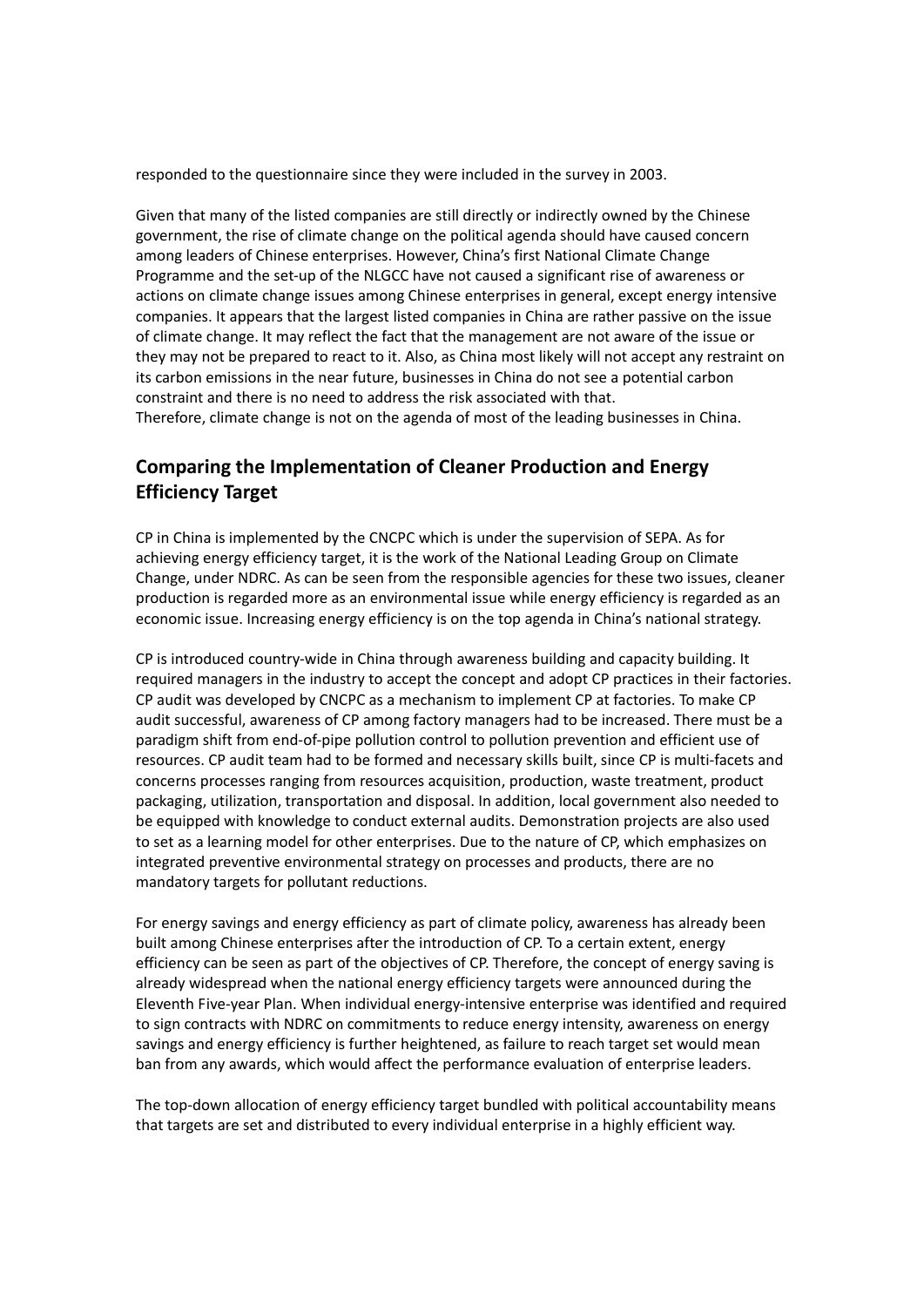responded to the questionnaire since they were included in the survey in 2003.

Given that many of the listed companies are still directly or indirectly owned by the Chinese government, the rise of climate change on the political agenda should have caused concern among leaders of Chinese enterprises. However, China's first National Climate Change Programme and the set-up of the NLGCC have not caused a significant rise of awareness or actions on climate change issues among Chinese enterprises in general, except energy intensive companies. It appears that the largest listed companies in China are rather passive on the issue of climate change. It may reflect the fact that the management are not aware of the issue or they may not be prepared to react to it. Also, as China most likely will not accept any restraint on its carbon emissions in the near future, businesses in China do not see a potential carbon constraint and there is no need to address the risk associated with that.
Therefore, climate change is not on the agenda of most of the leading businesses in China.

## Comparing the Implementation of Cleaner Production and Energy Efficiency Target

CP in China is implemented by the CNCPC which is under the supervision of SEPA. As for achieving energy efficiency target, it is the work of the National Leading Group on Climate Change, under NDRC. As can be seen from the responsible agencies for these two issues, cleaner production is regarded more as an environmental issue while energy efficiency is regarded as an economic issue. Increasing energy efficiency is on the top agenda in China's national strategy.

CP is introduced country-wide in China through awareness building and capacity building. It required managers in the industry to accept the concept and adopt CP practices in their factories. CP audit was developed by CNCPC as a mechanism to implement CP at factories. To make CP audit successful, awareness of CP among factory managers had to be increased. There must be a paradigm shift from end-of-pipe pollution control to pollution prevention and efficient use of resources. CP audit team had to be formed and necessary skills built, since CP is multi-facets and concerns processes ranging from resources acquisition, production, waste treatment, product packaging, utilization, transportation and disposal. In addition, local government also needed to be equipped with knowledge to conduct external audits. Demonstration projects are also used to set as a learning model for other enterprises. Due to the nature of CP, which emphasizes on integrated preventive environmental strategy on processes and products, there are no mandatory targets for pollutant reductions.

For energy savings and energy efficiency as part of climate policy, awareness has already been built among Chinese enterprises after the introduction of CP. To a certain extent, energy efficiency can be seen as part of the objectives of CP. Therefore, the concept of energy saving is already widespread when the national energy efficiency targets were announced during the Eleventh Five-year Plan. When individual energy-intensive enterprise was identified and required to sign contracts with NDRC on commitments to reduce energy intensity, awareness on energy savings and energy efficiency is further heightened, as failure to reach target set would mean ban from any awards, which would affect the performance evaluation of enterprise leaders.

The top-down allocation of energy efficiency target bundled with political accountability means that targets are set and distributed to every individual enterprise in a highly efficient way.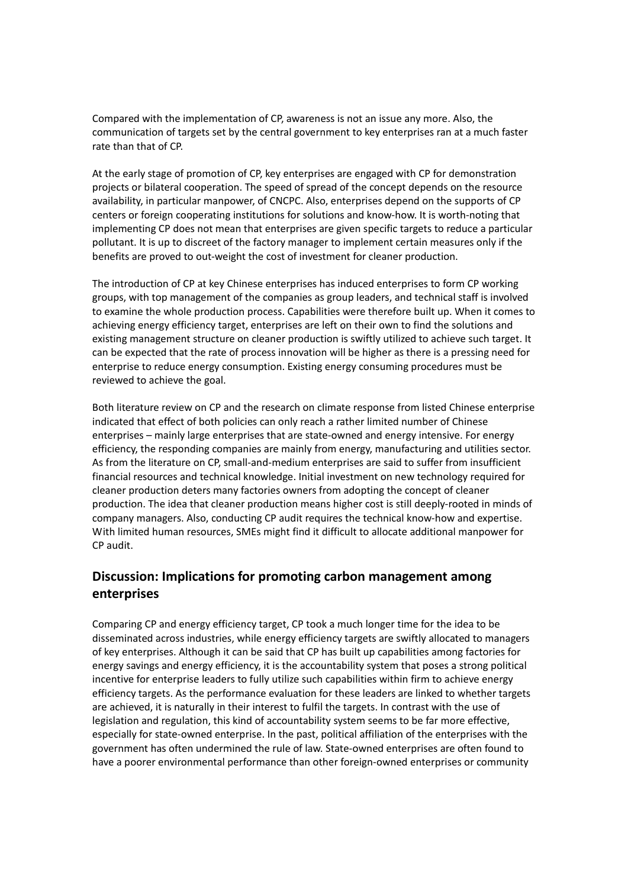Compared with the implementation of CP, awareness is not an issue any more. Also, the communication of targets set by the central government to key enterprises ran at a much faster rate than that of CP.

At the early stage of promotion of CP, key enterprises are engaged with CP for demonstration projects or bilateral cooperation. The speed of spread of the concept depends on the resource availability, in particular manpower, of CNCPC. Also, enterprises depend on the supports of CP centers or foreign cooperating institutions for solutions and know-how. It is worth-noting that implementing CP does not mean that enterprises are given specific targets to reduce a particular pollutant. It is up to discreet of the factory manager to implement certain measures only if the benefits are proved to out-weight the cost of investment for cleaner production.

The introduction of CP at key Chinese enterprises has induced enterprises to form CP working groups, with top management of the companies as group leaders, and technical staff is involved to examine the whole production process. Capabilities were therefore built up. When it comes to achieving energy efficiency target, enterprises are left on their own to find the solutions and existing management structure on cleaner production is swiftly utilized to achieve such target. It can be expected that the rate of process innovation will be higher as there is a pressing need for enterprise to reduce energy consumption. Existing energy consuming procedures must be reviewed to achieve the goal.

Both literature review on CP and the research on climate response from listed Chinese enterprise indicated that effect of both policies can only reach a rather limited number of Chinese enterprises – mainly large enterprises that are state-owned and energy intensive. For energy efficiency, the responding companies are mainly from energy, manufacturing and utilities sector. As from the literature on CP, small-and-medium enterprises are said to suffer from insufficient financial resources and technical knowledge. Initial investment on new technology required for cleaner production deters many factories owners from adopting the concept of cleaner production. The idea that cleaner production means higher cost is still deeply-rooted in minds of company managers. Also, conducting CP audit requires the technical know-how and expertise. With limited human resources, SMEs might find it difficult to allocate additional manpower for CP audit.

## Discussion: Implications for promoting carbon management among enterprises

Comparing CP and energy efficiency target, CP took a much longer time for the idea to be disseminated across industries, while energy efficiency targets are swiftly allocated to managers of key enterprises. Although it can be said that CP has built up capabilities among factories for energy savings and energy efficiency, it is the accountability system that poses a strong political incentive for enterprise leaders to fully utilize such capabilities within firm to achieve energy efficiency targets. As the performance evaluation for these leaders are linked to whether targets are achieved, it is naturally in their interest to fulfil the targets. In contrast with the use of legislation and regulation, this kind of accountability system seems to be far more effective, especially for state-owned enterprise. In the past, political affiliation of the enterprises with the government has often undermined the rule of law. State-owned enterprises are often found to have a poorer environmental performance than other foreign-owned enterprises or community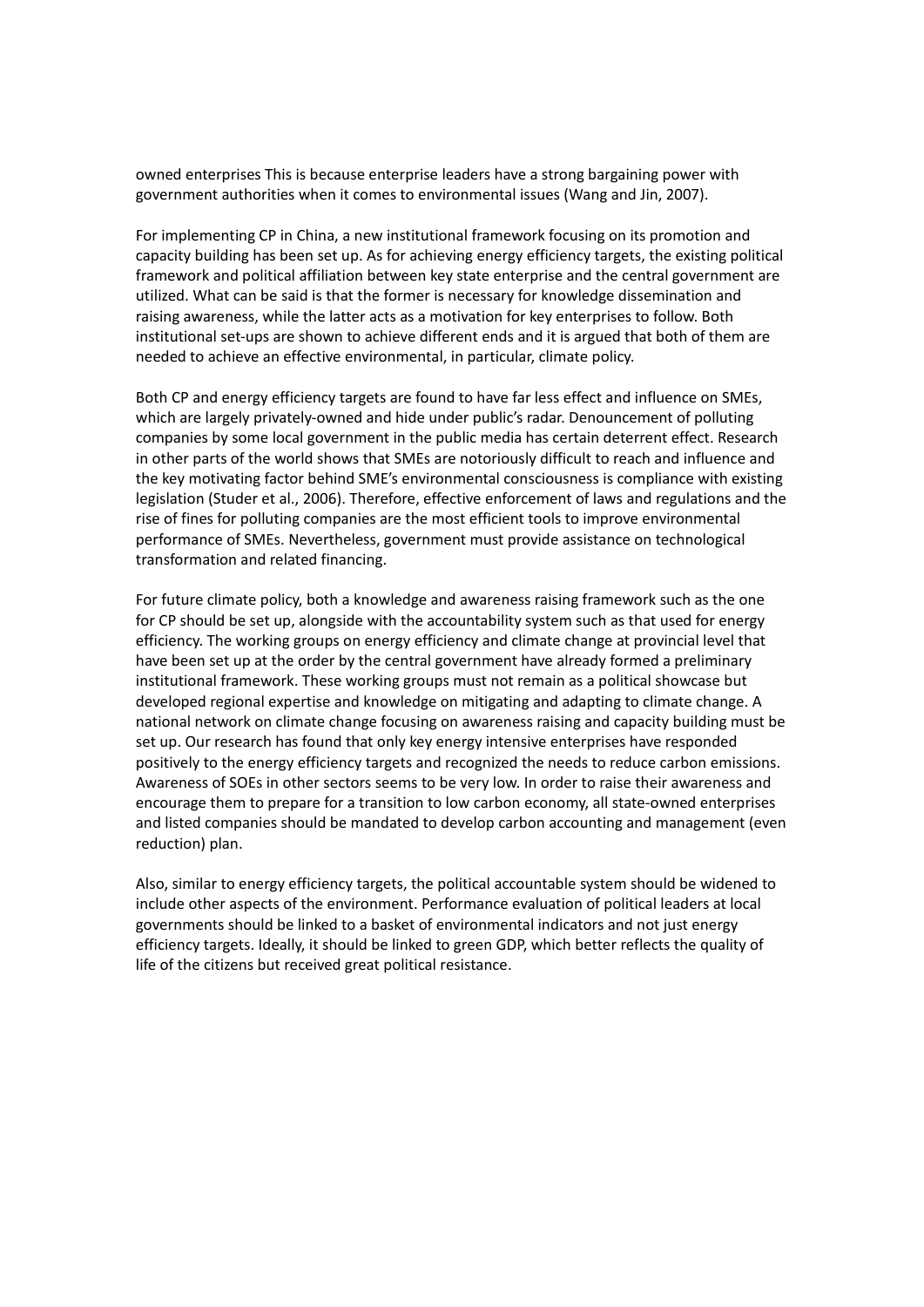owned enterprises This is because enterprise leaders have a strong bargaining power with government authorities when it comes to environmental issues (Wang and Jin, 2007).

For implementing CP in China, a new institutional framework focusing on its promotion and capacity building has been set up. As for achieving energy efficiency targets, the existing political framework and political affiliation between key state enterprise and the central government are utilized. What can be said is that the former is necessary for knowledge dissemination and raising awareness, while the latter acts as a motivation for key enterprises to follow. Both institutional set-ups are shown to achieve different ends and it is argued that both of them are needed to achieve an effective environmental, in particular, climate policy.

Both CP and energy efficiency targets are found to have far less effect and influence on SMEs, which are largely privately-owned and hide under public's radar. Denouncement of polluting companies by some local government in the public media has certain deterrent effect. Research in other parts of the world shows that SMEs are notoriously difficult to reach and influence and the key motivating factor behind SME's environmental consciousness is compliance with existing legislation (Studer et al., 2006). Therefore, effective enforcement of laws and regulations and the rise of fines for polluting companies are the most efficient tools to improve environmental performance of SMEs. Nevertheless, government must provide assistance on technological transformation and related financing.

For future climate policy, both a knowledge and awareness raising framework such as the one for CP should be set up, alongside with the accountability system such as that used for energy efficiency. The working groups on energy efficiency and climate change at provincial level that have been set up at the order by the central government have already formed a preliminary institutional framework. These working groups must not remain as a political showcase but developed regional expertise and knowledge on mitigating and adapting to climate change. A national network on climate change focusing on awareness raising and capacity building must be set up. Our research has found that only key energy intensive enterprises have responded positively to the energy efficiency targets and recognized the needs to reduce carbon emissions. Awareness of SOEs in other sectors seems to be very low. In order to raise their awareness and encourage them to prepare for a transition to low carbon economy, all state-owned enterprises and listed companies should be mandated to develop carbon accounting and management (even reduction) plan.

Also, similar to energy efficiency targets, the political accountable system should be widened to include other aspects of the environment. Performance evaluation of political leaders at local governments should be linked to a basket of environmental indicators and not just energy efficiency targets. Ideally, it should be linked to green GDP, which better reflects the quality of life of the citizens but received great political resistance.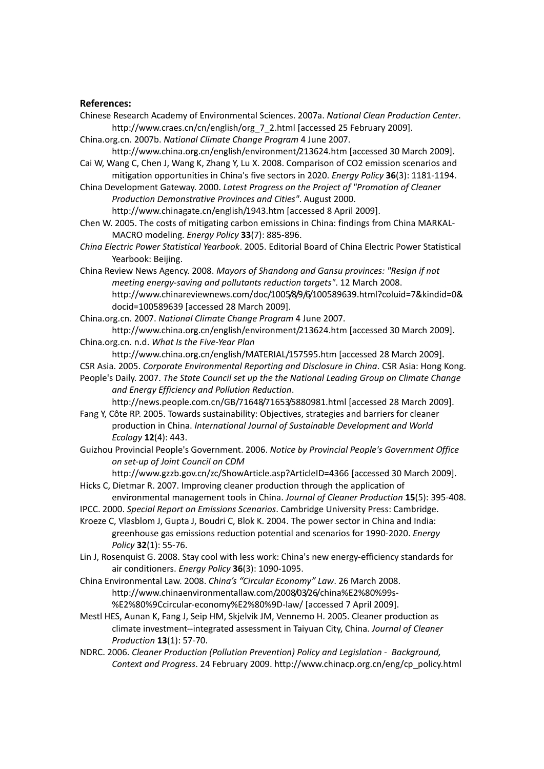**References:**

Chinese Research Academy of Environmental Sciences. 2007a. *National Clean Production Center*. http://www.craes.cn/cn/english/org_7_2.html [accessed 25 February 2009].

China.org.cn. 2007b. *National Climate Change Program* 4 June 2007. http://www.china.org.cn/english/environment/213624.htm [accessed 30 March 2009].

Cai W, Wang C, Chen J, Wang K, Zhang Y, Lu X. 2008. Comparison of CO2 emission scenarios and mitigation opportunities in China's five sectors in 2020. *Energy Policy* **36**(3): 1181-1194.

China Development Gateway. 2000. *Latest Progress on the Project of "Promotion of Cleaner Production Demonstrative Provinces and Cities"*. August 2000. http://www.chinagate.cn/english/1943.htm [accessed 8 April 2009].

Chen W. 2005. The costs of mitigating carbon emissions in China: findings from China MARKAL-MACRO modeling. *Energy Policy* **33**(7): 885-896.

*China Electric Power Statistical Yearbook*. 2005. Editorial Board of China Electric Power Statistical Yearbook: Beijing.

China Review News Agency. 2008. *Mayors of Shandong and Gansu provinces: "Resign if not meeting energy-saving and pollutants reduction targets"*. 12 March 2008. http://www.chinareviewnews.com/doc/1005/8/9/6/100589639.html?coluid=7&kindid=0&docid=100589639 [accessed 28 March 2009].

China.org.cn. 2007. *National Climate Change Program* 4 June 2007. http://www.china.org.cn/english/environment/213624.htm [accessed 30 March 2009].

China.org.cn. n.d. *What Is the Five-Year Plan* http://www.china.org.cn/english/MATERIAL/157595.htm [accessed 28 March 2009].

CSR Asia. 2005. *Corporate Environmental Reporting and Disclosure in China*. CSR Asia: Hong Kong.

People's Daily. 2007. *The State Council set up the the National Leading Group on Climate Change and Energy Efficiency and Pollution Reduction*. http://news.people.com.cn/GB/71648/71653/5880981.html [accessed 28 March 2009].

Fang Y, Côte RP. 2005. Towards sustainability: Objectives, strategies and barriers for cleaner production in China. *International Journal of Sustainable Development and World Ecology* **12**(4): 443.

Guizhou Provincial People's Government. 2006. *Notice by Provincial People's Government Office on set-up of Joint Council on CDM* http://www.gzzb.gov.cn/zc/ShowArticle.asp?ArticleID=4366 [accessed 30 March 2009].

Hicks C, Dietmar R. 2007. Improving cleaner production through the application of environmental management tools in China. *Journal of Cleaner Production* **15**(5): 395-408.

IPCC. 2000. *Special Report on Emissions Scenarios*. Cambridge University Press: Cambridge.

Kroeze C, Vlasblom J, Gupta J, Boudri C, Blok K. 2004. The power sector in China and India: greenhouse gas emissions reduction potential and scenarios for 1990-2020. *Energy Policy* **32**(1): 55-76.

Lin J, Rosenquist G. 2008. Stay cool with less work: China's new energy-efficiency standards for air conditioners. *Energy Policy* **36**(3): 1090-1095.

China Environmental Law. 2008. *China's "Circular Economy" Law*. 26 March 2008. http://www.chinaenvironmentallaw.com/2008/03/26/china%E2%80%99s-%E2%80%9Ccircular-economy%E2%80%9D-law/ [accessed 7 April 2009].

Mestl HES, Aunan K, Fang J, Seip HM, Skjelvik JM, Vennemo H. 2005. Cleaner production as climate investment--integrated assessment in Taiyuan City, China. *Journal of Cleaner Production* **13**(1): 57-70.

NDRC. 2006. *Cleaner Production (Pollution Prevention) Policy and Legislation - Background, Context and Progress*. 24 February 2009. http://www.chinacp.org.cn/eng/cp_policy.html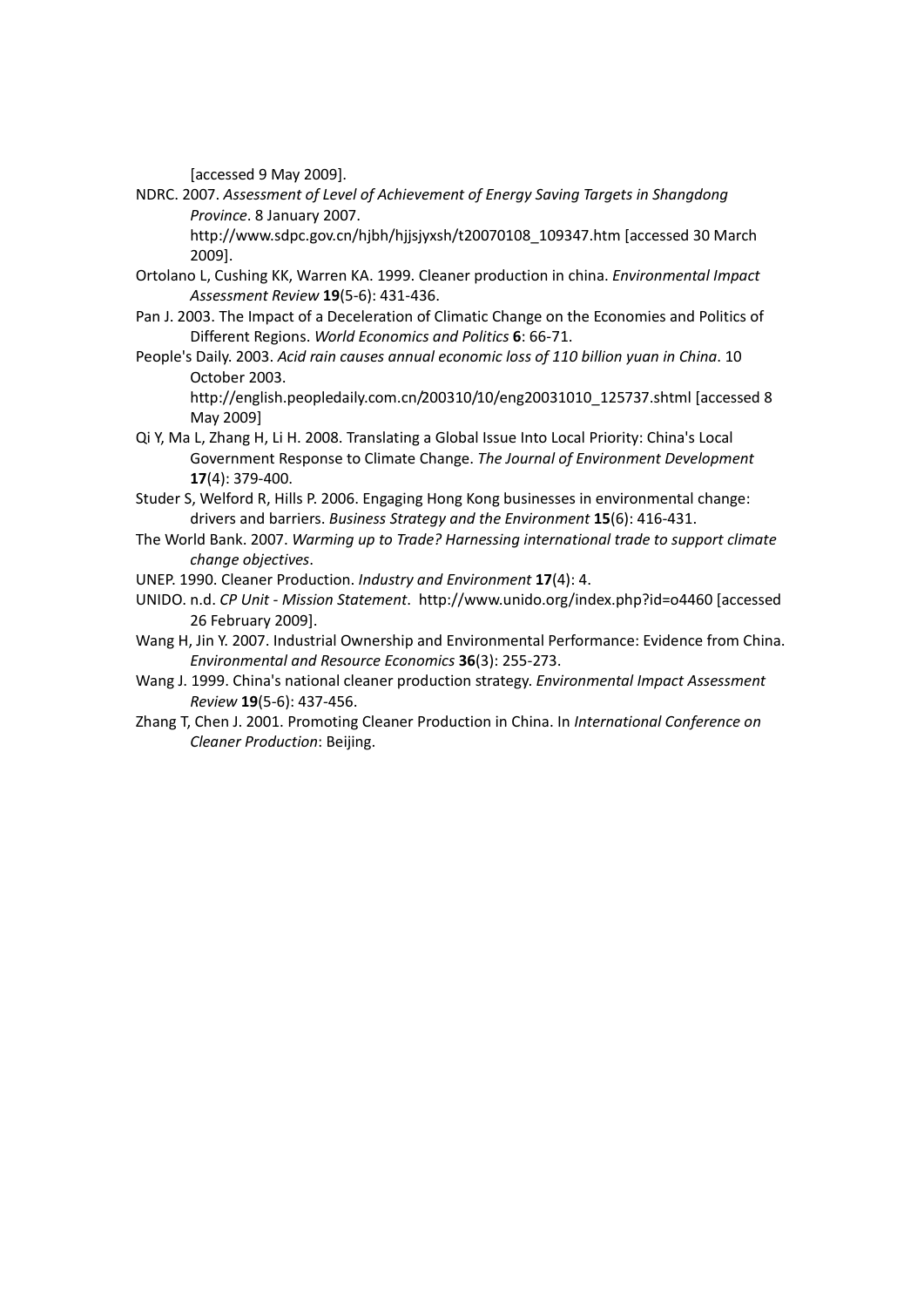[accessed 9 May 2009].

NDRC. 2007. *Assessment of Level of Achievement of Energy Saving Targets in Shangdong Province*. 8 January 2007. http://www.sdpc.gov.cn/hjbh/hjjsjyxsh/t20070108_109347.htm [accessed 30 March 2009].

Ortolano L, Cushing KK, Warren KA. 1999. Cleaner production in china. *Environmental Impact Assessment Review* **19**(5-6): 431-436.

Pan J. 2003. The Impact of a Deceleration of Climatic Change on the Economies and Politics of Different Regions. *World Economics and Politics* **6**: 66-71.

People's Daily. 2003. *Acid rain causes annual economic loss of 110 billion yuan in China*. 10 October 2003. http://english.peopledaily.com.cn/200310/10/eng20031010_125737.shtml [accessed 8 May 2009]

Qi Y, Ma L, Zhang H, Li H. 2008. Translating a Global Issue Into Local Priority: China's Local Government Response to Climate Change. *The Journal of Environment Development* **17**(4): 379-400.

Studer S, Welford R, Hills P. 2006. Engaging Hong Kong businesses in environmental change: drivers and barriers. *Business Strategy and the Environment* **15**(6): 416-431.

The World Bank. 2007. *Warming up to Trade? Harnessing international trade to support climate change objectives*.

UNEP. 1990. Cleaner Production. *Industry and Environment* **17**(4): 4.

UNIDO. n.d. *CP Unit - Mission Statement*. http://www.unido.org/index.php?id=o4460 [accessed 26 February 2009].

Wang H, Jin Y. 2007. Industrial Ownership and Environmental Performance: Evidence from China. *Environmental and Resource Economics* **36**(3): 255-273.

Wang J. 1999. China's national cleaner production strategy. *Environmental Impact Assessment Review* **19**(5-6): 437-456.

Zhang T, Chen J. 2001. Promoting Cleaner Production in China. In *International Conference on Cleaner Production*: Beijing.